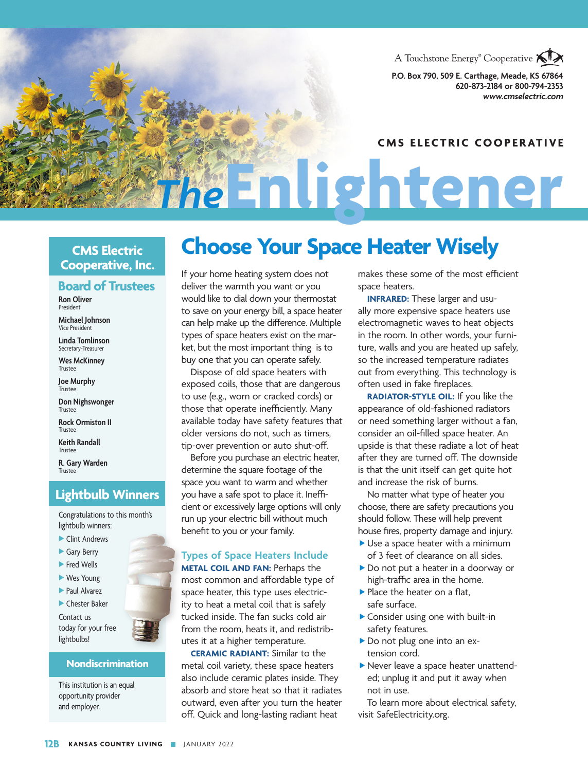A Touchstone Energy® Cooperative

P.O. Box 790, 509 E. Carthage, Meade, KS 67864
620-873-2184 or 800-794-2353
*www.cmselectric.com*

CMS ELECTRIC COOPERATIVE

# The Enlightener

## CMS Electric Cooperative, Inc.

### Board of Trustees

**Ron Oliver**
President

**Michael Johnson**
Vice President

**Linda Tomlinson**
Secretary-Treasurer

**Wes McKinney**
Trustee

**Joe Murphy**
Trustee

**Don Nighswonger**
Trustee

**Rock Ormiston II**
Trustee

**Keith Randall**
Trustee

**R. Gary Warden**
Trustee

### Lightbulb Winners

Congratulations to this month's lightbulb winners:

- Clint Andrews
- Gary Berry
- Fred Wells
- Wes Young
- Paul Alvarez
- Chester Baker

Contact us today for your free lightbulbs!

### Nondiscrimination

This institution is an equal opportunity provider and employer.

## Choose Your Space Heater Wisely

If your home heating system does not deliver the warmth you want or you would like to dial down your thermostat to save on your energy bill, a space heater can help make up the difference. Multiple types of space heaters exist on the market, but the most important thing is to buy one that you can operate safely.

Dispose of old space heaters with exposed coils, those that are dangerous to use (e.g., worn or cracked cords) or those that operate inefficiently. Many available today have safety features that older versions do not, such as timers, tip-over prevention or auto shut-off.

Before you purchase an electric heater, determine the square footage of the space you want to warm and whether you have a safe spot to place it. Inefficient or excessively large options will only run up your electric bill without much benefit to you or your family.

### Types of Space Heaters Include

**METAL COIL AND FAN:** Perhaps the most common and affordable type of space heater, this type uses electricity to heat a metal coil that is safely tucked inside. The fan sucks cold air from the room, heats it, and redistributes it at a higher temperature.

**CERAMIC RADIANT:** Similar to the metal coil variety, these space heaters also include ceramic plates inside. They absorb and store heat so that it radiates outward, even after you turn the heater off. Quick and long-lasting radiant heat makes these some of the most efficient space heaters.

**INFRARED:** These larger and usually more expensive space heaters use electromagnetic waves to heat objects in the room. In other words, your furniture, walls and you are heated up safely, so the increased temperature radiates out from everything. This technology is often used in fake fireplaces.

**RADIATOR-STYLE OIL:** If you like the appearance of old-fashioned radiators or need something larger without a fan, consider an oil-filled space heater. An upside is that these radiate a lot of heat after they are turned off. The downside is that the unit itself can get quite hot and increase the risk of burns.

No matter what type of heater you choose, there are safety precautions you should follow. These will help prevent house fires, property damage and injury.

- Use a space heater with a minimum of 3 feet of clearance on all sides.
- Do not put a heater in a doorway or high-traffic area in the home.
- Place the heater on a flat, safe surface.
- Consider using one with built-in safety features.
- Do not plug one into an extension cord.
- Never leave a space heater unattended; unplug it and put it away when not in use.

To learn more about electrical safety, visit SafeElectricity.org.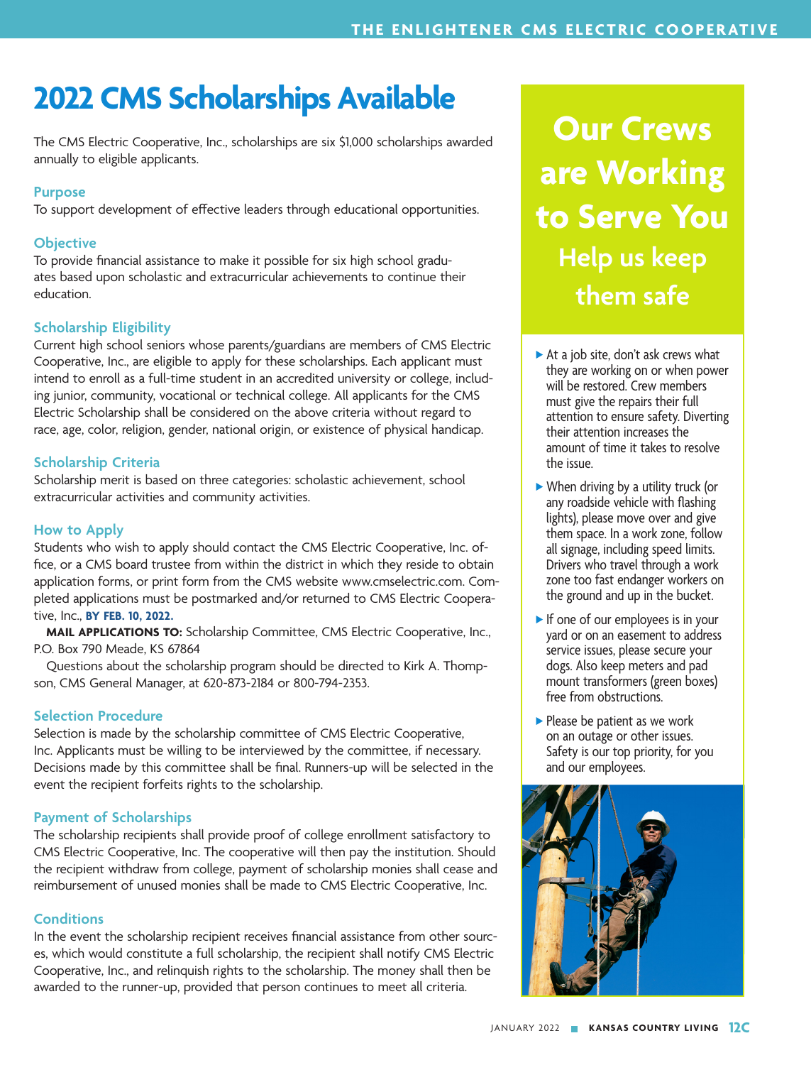# 2022 CMS Scholarships Available

The CMS Electric Cooperative, Inc., scholarships are six $1,000 scholarships awarded annually to eligible applicants.

### Purpose

To support development of effective leaders through educational opportunities.

### Objective

To provide financial assistance to make it possible for six high school graduates based upon scholastic and extracurricular achievements to continue their education.

### Scholarship Eligibility

Current high school seniors whose parents/guardians are members of CMS Electric Cooperative, Inc., are eligible to apply for these scholarships. Each applicant must intend to enroll as a full-time student in an accredited university or college, including junior, community, vocational or technical college. All applicants for the CMS Electric Scholarship shall be considered on the above criteria without regard to race, age, color, religion, gender, national origin, or existence of physical handicap.

### Scholarship Criteria

Scholarship merit is based on three categories: scholastic achievement, school extracurricular activities and community activities.

### How to Apply

Students who wish to apply should contact the CMS Electric Cooperative, Inc. office, or a CMS board trustee from within the district in which they reside to obtain application forms, or print form from the CMS website www.cmselectric.com. Completed applications must be postmarked and/or returned to CMS Electric Cooperative, Inc., **BY FEB. 10, 2022.**

**MAIL APPLICATIONS TO:** Scholarship Committee, CMS Electric Cooperative, Inc., P.O. Box 790 Meade, KS 67864

Questions about the scholarship program should be directed to Kirk A. Thompson, CMS General Manager, at 620-873-2184 or 800-794-2353.

### Selection Procedure

Selection is made by the scholarship committee of CMS Electric Cooperative, Inc. Applicants must be willing to be interviewed by the committee, if necessary. Decisions made by this committee shall be final. Runners-up will be selected in the event the recipient forfeits rights to the scholarship.

### Payment of Scholarships

The scholarship recipients shall provide proof of college enrollment satisfactory to CMS Electric Cooperative, Inc. The cooperative will then pay the institution. Should the recipient withdraw from college, payment of scholarship monies shall cease and reimbursement of unused monies shall be made to CMS Electric Cooperative, Inc.

### Conditions

In the event the scholarship recipient receives financial assistance from other sources, which would constitute a full scholarship, the recipient shall notify CMS Electric Cooperative, Inc., and relinquish rights to the scholarship. The money shall then be awarded to the runner-up, provided that person continues to meet all criteria.

## Our Crews are Working to Serve You

### Help us keep them safe

- At a job site, don't ask crews what they are working on or when power will be restored. Crew members must give the repairs their full attention to ensure safety. Diverting their attention increases the amount of time it takes to resolve the issue.
- When driving by a utility truck (or any roadside vehicle with flashing lights), please move over and give them space. In a work zone, follow all signage, including speed limits. Drivers who travel through a work zone too fast endanger workers on the ground and up in the bucket.
- If one of our employees is in your yard or on an easement to address service issues, please secure your dogs. Also keep meters and pad mount transformers (green boxes) free from obstructions.
- Please be patient as we work on an outage or other issues. Safety is our top priority, for you and our employees.